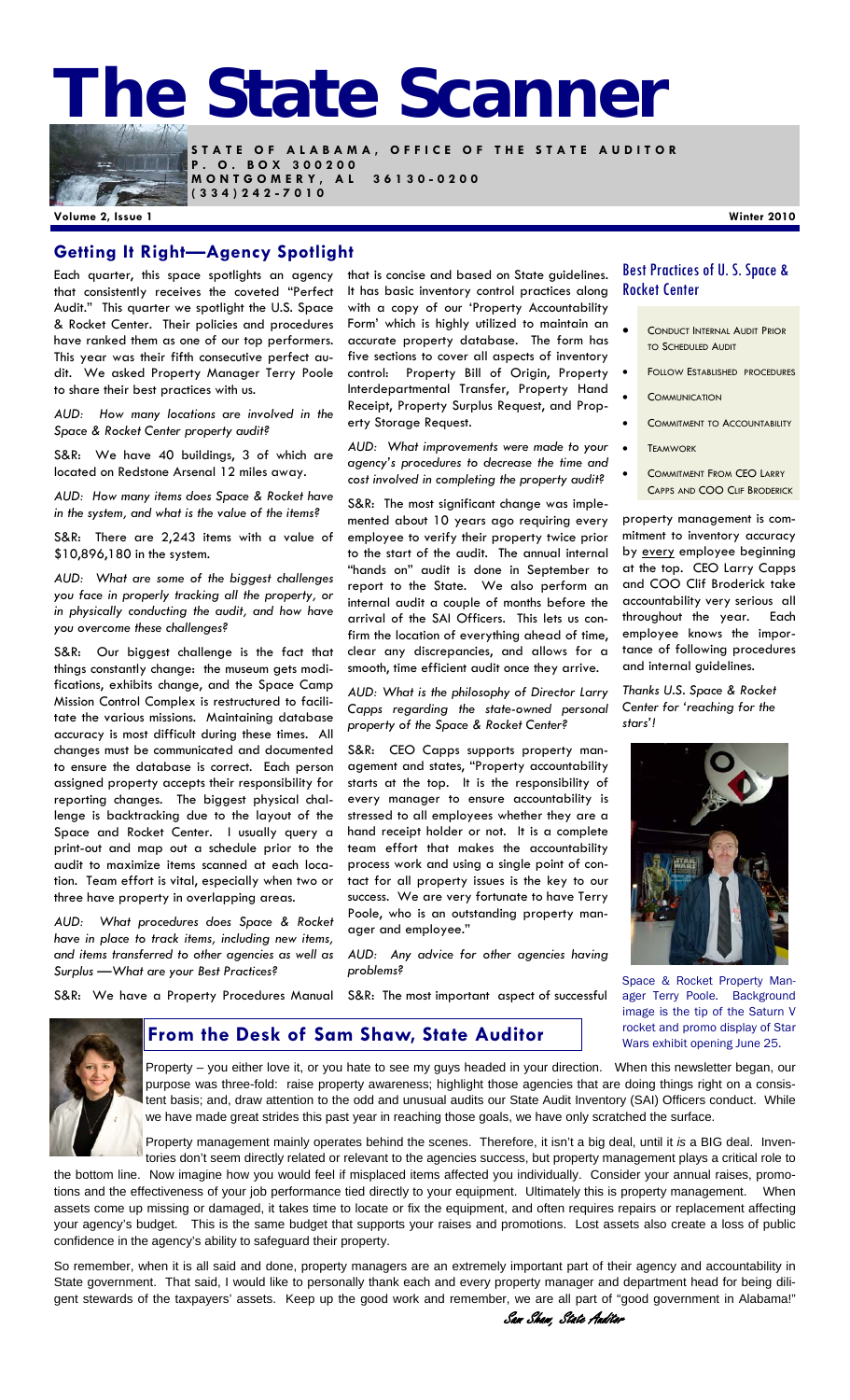# The State Scanner

**STATE OF ALABAMA, OFFICE OF THE STATE AUDITOR**
**P. O. BOX 300200**
**MONTGOMERY, AL 36130-0200**
**(334)242-7010**

**Volume 2, Issue 1** — **Winter 2010**

## Getting It Right—Agency Spotlight

Each quarter, this space spotlights an agency that consistently receives the coveted "Perfect Audit." This quarter we spotlight the U.S. Space & Rocket Center. Their policies and procedures have ranked them as one of our top performers. This year was their fifth consecutive perfect audit. We asked Property Manager Terry Poole to share their best practices with us.

*AUD: How many locations are involved in the Space & Rocket Center property audit?*

S&R: We have 40 buildings, 3 of which are located on Redstone Arsenal 12 miles away.

*AUD: How many items does Space & Rocket have in the system, and what is the value of the items?*

S&R: There are 2,243 items with a value of $10,896,180 in the system.

*AUD: What are some of the biggest challenges you face in properly tracking all the property, or in physically conducting the audit, and how have you overcome these challenges?*

S&R: Our biggest challenge is the fact that things constantly change: the museum gets modifications, exhibits change, and the Space Camp Mission Control Complex is restructured to facilitate the various missions. Maintaining database accuracy is most difficult during these times. All changes must be communicated and documented to ensure the database is correct. Each person assigned property accepts their responsibility for reporting changes. The biggest physical challenge is backtracking due to the layout of the Space and Rocket Center. I usually query a print-out and map out a schedule prior to the audit to maximize items scanned at each location. Team effort is vital, especially when two or three have property in overlapping areas.

*AUD: What procedures does Space & Rocket have in place to track items, including new items, and items transferred to other agencies as well as Surplus —What are your Best Practices?*

S&R: We have a Property Procedures Manual that is concise and based on State guidelines. It has basic inventory control practices along with a copy of our 'Property Accountability Form' which is highly utilized to maintain an accurate property database. The form has five sections to cover all aspects of inventory control: Property Bill of Origin, Property Interdepartmental Transfer, Property Hand Receipt, Property Surplus Request, and Property Storage Request.

*AUD: What improvements were made to your agency's procedures to decrease the time and cost involved in completing the property audit?*

S&R: The most significant change was implemented about 10 years ago requiring every employee to verify their property twice prior to the start of the audit. The annual internal "hands on" audit is done in September to report to the State. We also perform an internal audit a couple of months before the arrival of the SAI Officers. This lets us confirm the location of everything ahead of time, clear any discrepancies, and allows for a smooth, time efficient audit once they arrive.

*AUD: What is the philosophy of Director Larry Capps regarding the state-owned personal property of the Space & Rocket Center?*

S&R: CEO Capps supports property management and states, "Property accountability starts at the top. It is the responsibility of every manager to ensure accountability is stressed to all employees whether they are a hand receipt holder or not. It is a complete team effort that makes the accountability process work and using a single point of contact for all property issues is the key to our success. We are very fortunate to have Terry Poole, who is an outstanding property manager and employee."

*AUD: Any advice for other agencies having problems?*

S&R: The most important aspect of successful property management is commitment to inventory accuracy by <u>every</u> employee beginning at the top. CEO Larry Capps and COO Clif Broderick take accountability very serious all throughout the year. Each employee knows the importance of following procedures and internal guidelines.

*Thanks U.S. Space & Rocket Center for 'reaching for the stars'!*

### Best Practices of U. S. Space & Rocket Center

- Conduct Internal Audit Prior to Scheduled Audit
- Follow Established procedures
- Communication
- Commitment to Accountability
- Teamwork
- Commitment From CEO Larry Capps and COO Clif Broderick

Space & Rocket Property Manager Terry Poole. Background image is the tip of the Saturn V rocket and promo display of Star Wars exhibit opening June 25.

## From the Desk of Sam Shaw, State Auditor

Property – you either love it, or you hate to see my guys headed in your direction. When this newsletter began, our purpose was three-fold: raise property awareness; highlight those agencies that are doing things right on a consistent basis; and, draw attention to the odd and unusual audits our State Audit Inventory (SAI) Officers conduct. While we have made great strides this past year in reaching those goals, we have only scratched the surface.

Property management mainly operates behind the scenes. Therefore, it isn't a big deal, until it *is* a BIG deal. Inventories don't seem directly related or relevant to the agencies success, but property management plays a critical role to the bottom line. Now imagine how you would feel if misplaced items affected you individually. Consider your annual raises, promotions and the effectiveness of your job performance tied directly to your equipment. Ultimately this is property management. When assets come up missing or damaged, it takes time to locate or fix the equipment, and often requires repairs or replacement affecting your agency's budget. This is the same budget that supports your raises and promotions. Lost assets also create a loss of public confidence in the agency's ability to safeguard their property.

So remember, when it is all said and done, property managers are an extremely important part of their agency and accountability in State government. That said, I would like to personally thank each and every property manager and department head for being diligent stewards of the taxpayers' assets. Keep up the good work and remember, we are all part of "good government in Alabama!"

*Sam Shaw, State Auditor*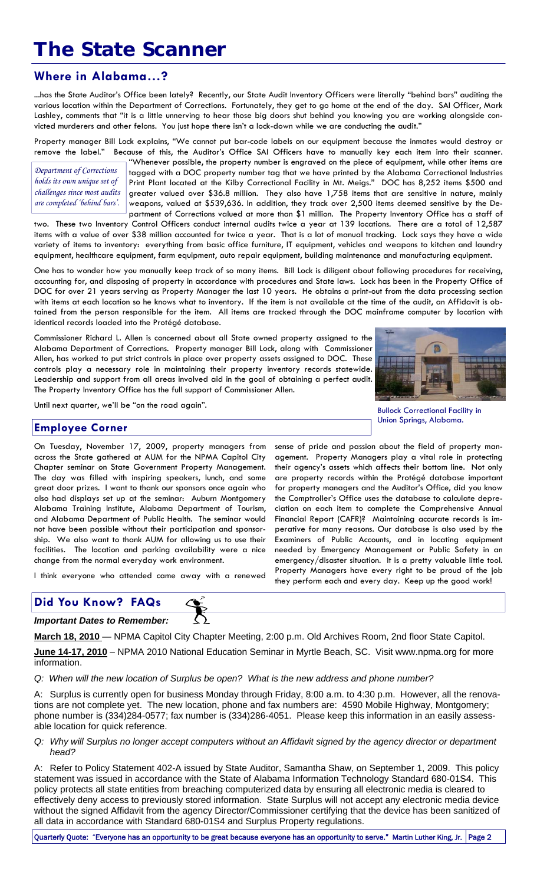# The State Scanner

## Where in Alabama…?

…has the State Auditor's Office been lately? Recently, our State Audit Inventory Officers were literally "behind bars" auditing the various location within the Department of Corrections. Fortunately, they get to go home at the end of the day. SAI Officer, Mark Lashley, comments that "it is a little unnerving to hear those big doors shut behind you knowing you are working alongside convicted murderers and other felons. You just hope there isn't a lock-down while we are conducting the audit."

Property manager Bill Lock explains, "We cannot put bar-code labels on our equipment because the inmates would destroy or remove the label." Because of this, the Auditor's Office SAI Officers have to manually key each item into their scanner. "Whenever possible, the property number is engraved on the piece of equipment, while other items are tagged with a DOC property number tag that we have printed by the Alabama Correctional Industries Print Plant located at the Kilby Correctional Facility in Mt. Meigs." DOC has 8,252 items $500 and greater valued over $36.8 million. They also have 1,758 items that are sensitive in nature, mainly weapons, valued at $539,636. In addition, they track over 2,500 items deemed sensitive by the Department of Corrections valued at more than $1 million. The Property Inventory Office has a staff of two. These two Inventory Control Officers conduct internal audits twice a year at 139 locations. There are a total of 12,587 items with a value of over $38 million accounted for twice a year. That is a lot of manual tracking. Lock says they have a wide variety of items to inventory: everything from basic office furniture, IT equipment, vehicles and weapons to kitchen and laundry equipment, healthcare equipment, farm equipment, auto repair equipment, building maintenance and manufacturing equipment.

*Department of Corrections holds its own unique set of challenges since most audits are completed 'behind bars'.*

One has to wonder how you manually keep track of so many items. Bill Lock is diligent about following procedures for receiving, accounting for, and disposing of property in accordance with procedures and State laws. Lock has been in the Property Office of DOC for over 21 years serving as Property Manager the last 10 years. He obtains a print-out from the data processing section with items at each location so he knows what to inventory. If the item is not available at the time of the audit, an Affidavit is obtained from the person responsible for the item. All items are tracked through the DOC mainframe computer by location with identical records loaded into the Protégé database.

Commissioner Richard L. Allen is concerned about all State owned property assigned to the Alabama Department of Corrections. Property manager Bill Lock, along with Commissioner Allen, has worked to put strict controls in place over property assets assigned to DOC. These controls play a necessary role in maintaining their property inventory records statewide. Leadership and support from all areas involved aid in the goal of obtaining a perfect audit. The Property Inventory Office has the full support of Commissioner Allen.

Bullock Correctional Facility in Union Springs, Alabama.

Until next quarter, we'll be "on the road again".

## Employee Corner

On Tuesday, November 17, 2009, property managers from across the State gathered at AUM for the NPMA Capitol City Chapter seminar on State Government Property Management. The day was filled with inspiring speakers, lunch, and some great door prizes. I want to thank our sponsors once again who also had displays set up at the seminar: Auburn Montgomery Alabama Training Institute, Alabama Department of Tourism, and Alabama Department of Public Health. The seminar would not have been possible without their participation and sponsorship. We also want to thank AUM for allowing us to use their facilities. The location and parking availability were a nice change from the normal everyday work environment.

I think everyone who attended came away with a renewed sense of pride and passion about the field of property management. Property Managers play a vital role in protecting their agency's assets which affects their bottom line. Not only are property records within the Protégé database important for property managers and the Auditor's Office, did you know the Comptroller's Office uses the database to calculate depreciation on each item to complete the Comprehensive Annual Financial Report (CAFR)? Maintaining accurate records is imperative for many reasons. Our database is also used by the Examiners of Public Accounts, and in locating equipment needed by Emergency Management or Public Safety in an emergency/disaster situation. It is a pretty valuable little tool. Property Managers have every right to be proud of the job they perform each and every day. Keep up the good work!

## Did You Know? FAQs

***Important Dates to Remember:***

**March 18, 2010** — NPMA Capitol City Chapter Meeting, 2:00 p.m. Old Archives Room, 2nd floor State Capitol.

**June 14-17, 2010** – NPMA 2010 National Education Seminar in Myrtle Beach, SC. Visit www.npma.org for more information.

*Q: When will the new location of Surplus be open? What is the new address and phone number?*

A: Surplus is currently open for business Monday through Friday, 8:00 a.m. to 4:30 p.m. However, all the renovations are not complete yet. The new location, phone and fax numbers are: 4590 Mobile Highway, Montgomery; phone number is (334)284-0577; fax number is (334)286-4051. Please keep this information in an easily assessable location for quick reference.

*Q: Why will Surplus no longer accept computers without an Affidavit signed by the agency director or department head?*

A: Refer to Policy Statement 402-A issued by State Auditor, Samantha Shaw, on September 1, 2009. This policy statement was issued in accordance with the State of Alabama Information Technology Standard 680-01S4. This policy protects all state entities from breaching computerized data by ensuring all electronic media is cleared to effectively deny access to previously stored information. State Surplus will not accept any electronic media device without the signed Affidavit from the agency Director/Commissioner certifying that the device has been sanitized of all data in accordance with Standard 680-01S4 and Surplus Property regulations.

Quarterly Quote: "Everyone has an opportunity to be great because everyone has an opportunity to serve." Martin Luther King, Jr.